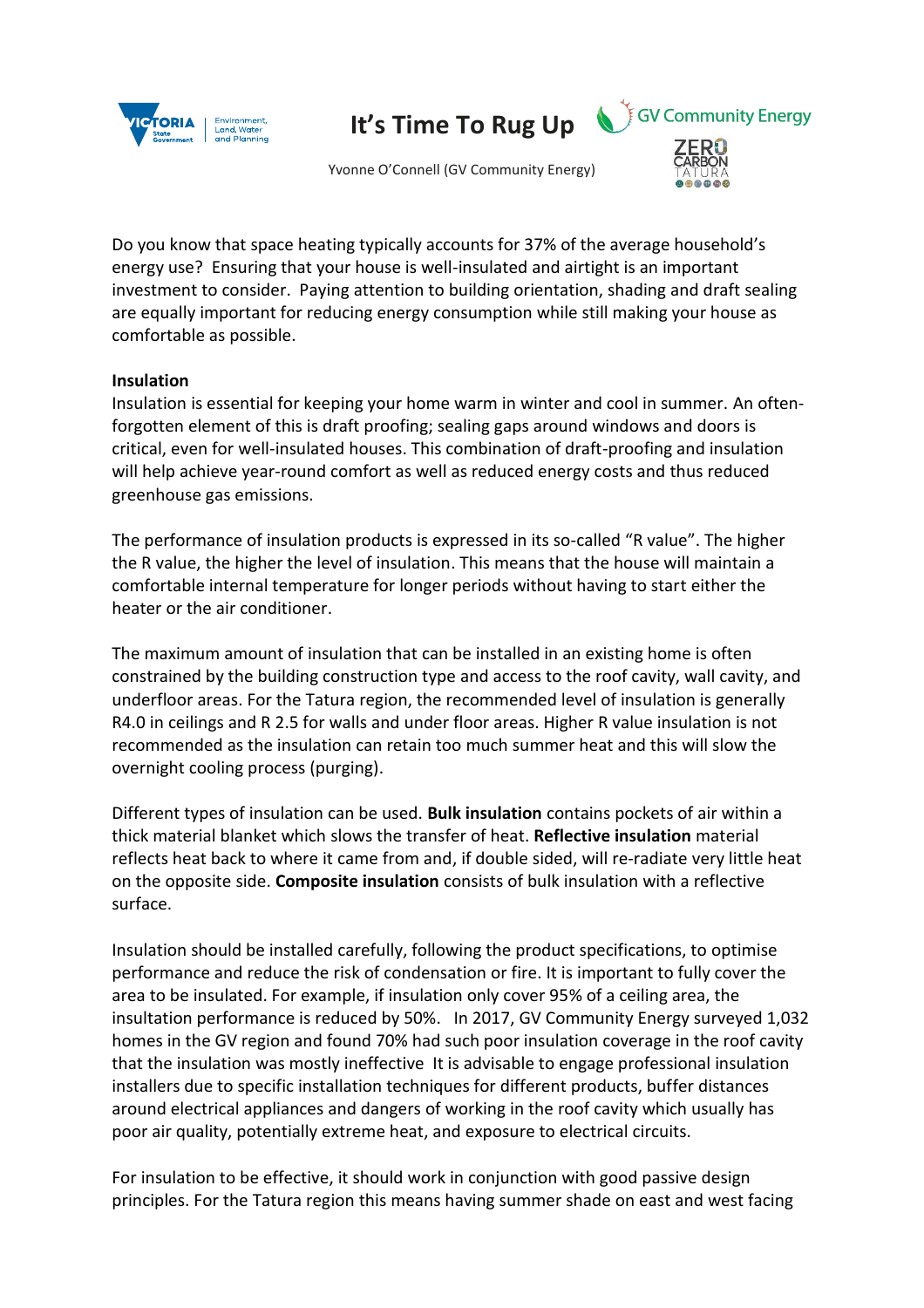# It's Time To Rug Up

Yvonne O'Connell (GV Community Energy)

Do you know that space heating typically accounts for 37% of the average household's energy use? Ensuring that your house is well-insulated and airtight is an important investment to consider. Paying attention to building orientation, shading and draft sealing are equally important for reducing energy consumption while still making your house as comfortable as possible.

**Insulation**

Insulation is essential for keeping your home warm in winter and cool in summer. An often-forgotten element of this is draft proofing; sealing gaps around windows and doors is critical, even for well-insulated houses. This combination of draft-proofing and insulation will help achieve year-round comfort as well as reduced energy costs and thus reduced greenhouse gas emissions.

The performance of insulation products is expressed in its so-called "R value". The higher the R value, the higher the level of insulation. This means that the house will maintain a comfortable internal temperature for longer periods without having to start either the heater or the air conditioner.

The maximum amount of insulation that can be installed in an existing home is often constrained by the building construction type and access to the roof cavity, wall cavity, and underfloor areas. For the Tatura region, the recommended level of insulation is generally R4.0 in ceilings and R 2.5 for walls and under floor areas. Higher R value insulation is not recommended as the insulation can retain too much summer heat and this will slow the overnight cooling process (purging).

Different types of insulation can be used. **Bulk insulation** contains pockets of air within a thick material blanket which slows the transfer of heat. **Reflective insulation** material reflects heat back to where it came from and, if double sided, will re-radiate very little heat on the opposite side. **Composite insulation** consists of bulk insulation with a reflective surface.

Insulation should be installed carefully, following the product specifications, to optimise performance and reduce the risk of condensation or fire. It is important to fully cover the area to be insulated. For example, if insulation only cover 95% of a ceiling area, the insultation performance is reduced by 50%. In 2017, GV Community Energy surveyed 1,032 homes in the GV region and found 70% had such poor insulation coverage in the roof cavity that the insulation was mostly ineffective It is advisable to engage professional insulation installers due to specific installation techniques for different products, buffer distances around electrical appliances and dangers of working in the roof cavity which usually has poor air quality, potentially extreme heat, and exposure to electrical circuits.

For insulation to be effective, it should work in conjunction with good passive design principles. For the Tatura region this means having summer shade on east and west facing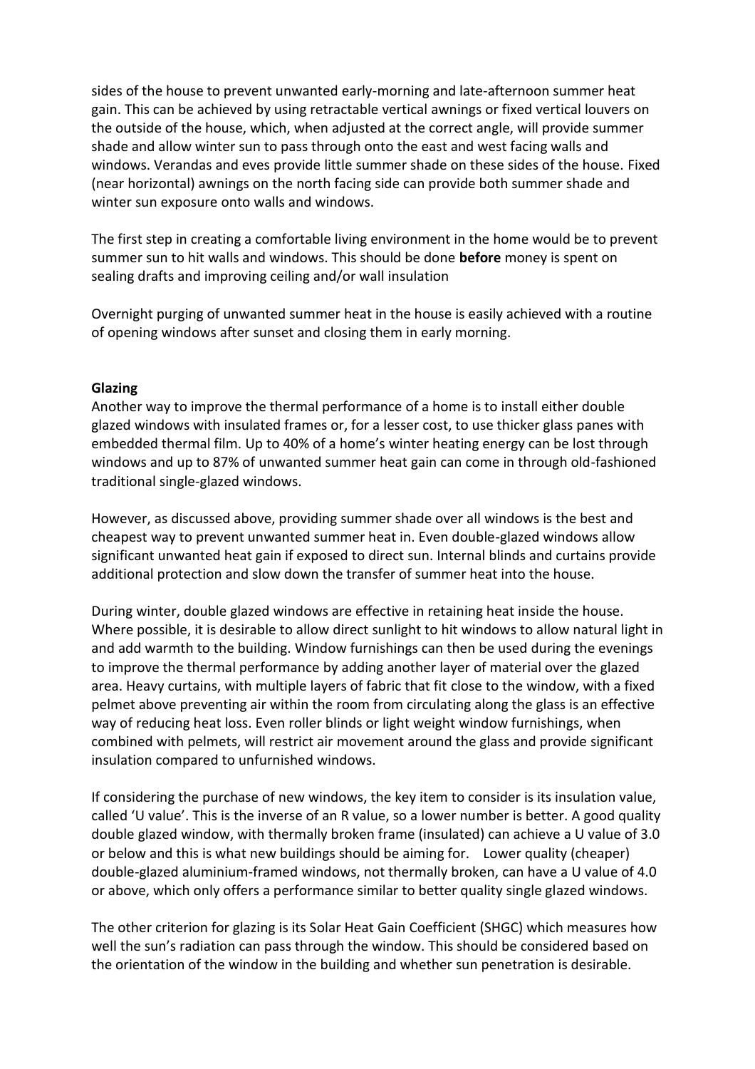sides of the house to prevent unwanted early-morning and late-afternoon summer heat gain. This can be achieved by using retractable vertical awnings or fixed vertical louvers on the outside of the house, which, when adjusted at the correct angle, will provide summer shade and allow winter sun to pass through onto the east and west facing walls and windows. Verandas and eves provide little summer shade on these sides of the house. Fixed (near horizontal) awnings on the north facing side can provide both summer shade and winter sun exposure onto walls and windows.

The first step in creating a comfortable living environment in the home would be to prevent summer sun to hit walls and windows. This should be done **before** money is spent on sealing drafts and improving ceiling and/or wall insulation

Overnight purging of unwanted summer heat in the house is easily achieved with a routine of opening windows after sunset and closing them in early morning.

**Glazing**

Another way to improve the thermal performance of a home is to install either double glazed windows with insulated frames or, for a lesser cost, to use thicker glass panes with embedded thermal film. Up to 40% of a home's winter heating energy can be lost through windows and up to 87% of unwanted summer heat gain can come in through old-fashioned traditional single-glazed windows.

However, as discussed above, providing summer shade over all windows is the best and cheapest way to prevent unwanted summer heat in. Even double-glazed windows allow significant unwanted heat gain if exposed to direct sun. Internal blinds and curtains provide additional protection and slow down the transfer of summer heat into the house.

During winter, double glazed windows are effective in retaining heat inside the house. Where possible, it is desirable to allow direct sunlight to hit windows to allow natural light in and add warmth to the building. Window furnishings can then be used during the evenings to improve the thermal performance by adding another layer of material over the glazed area. Heavy curtains, with multiple layers of fabric that fit close to the window, with a fixed pelmet above preventing air within the room from circulating along the glass is an effective way of reducing heat loss. Even roller blinds or light weight window furnishings, when combined with pelmets, will restrict air movement around the glass and provide significant insulation compared to unfurnished windows.

If considering the purchase of new windows, the key item to consider is its insulation value, called 'U value'. This is the inverse of an R value, so a lower number is better. A good quality double glazed window, with thermally broken frame (insulated) can achieve a U value of 3.0 or below and this is what new buildings should be aiming for. Lower quality (cheaper) double-glazed aluminium-framed windows, not thermally broken, can have a U value of 4.0 or above, which only offers a performance similar to better quality single glazed windows.

The other criterion for glazing is its Solar Heat Gain Coefficient (SHGC) which measures how well the sun's radiation can pass through the window. This should be considered based on the orientation of the window in the building and whether sun penetration is desirable.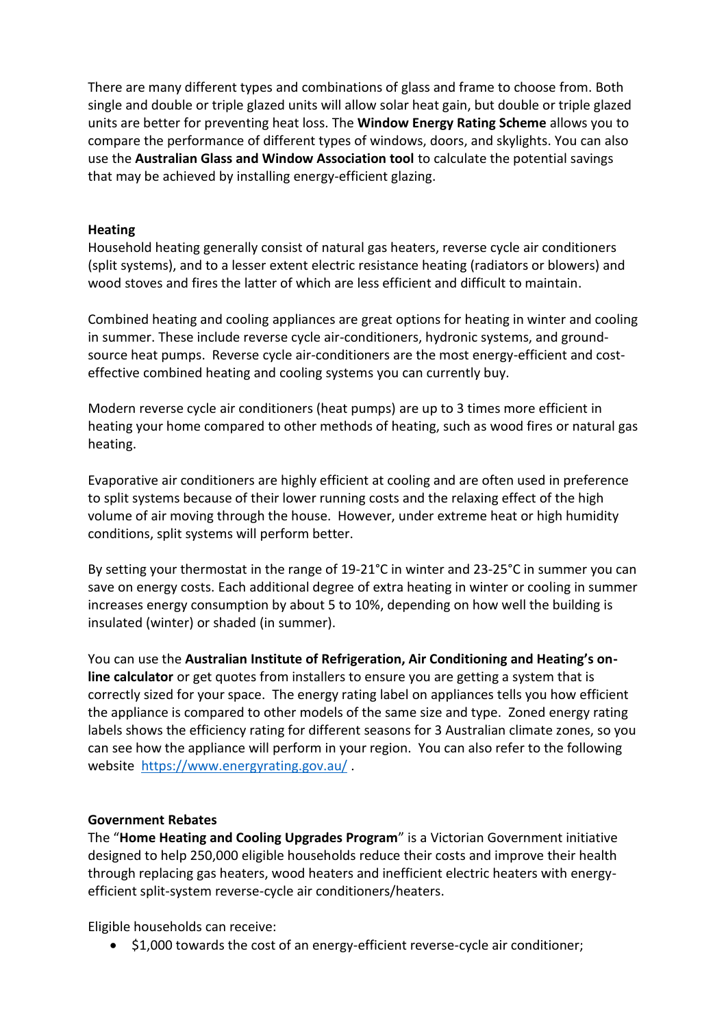There are many different types and combinations of glass and frame to choose from. Both single and double or triple glazed units will allow solar heat gain, but double or triple glazed units are better for preventing heat loss. The **Window Energy Rating Scheme** allows you to compare the performance of different types of windows, doors, and skylights. You can also use the **Australian Glass and Window Association tool** to calculate the potential savings that may be achieved by installing energy-efficient glazing.

**Heating**

Household heating generally consist of natural gas heaters, reverse cycle air conditioners (split systems), and to a lesser extent electric resistance heating (radiators or blowers) and wood stoves and fires the latter of which are less efficient and difficult to maintain.

Combined heating and cooling appliances are great options for heating in winter and cooling in summer. These include reverse cycle air-conditioners, hydronic systems, and ground-source heat pumps. Reverse cycle air-conditioners are the most energy-efficient and cost-effective combined heating and cooling systems you can currently buy.

Modern reverse cycle air conditioners (heat pumps) are up to 3 times more efficient in heating your home compared to other methods of heating, such as wood fires or natural gas heating.

Evaporative air conditioners are highly efficient at cooling and are often used in preference to split systems because of their lower running costs and the relaxing effect of the high volume of air moving through the house. However, under extreme heat or high humidity conditions, split systems will perform better.

By setting your thermostat in the range of 19-21°C in winter and 23-25°C in summer you can save on energy costs. Each additional degree of extra heating in winter or cooling in summer increases energy consumption by about 5 to 10%, depending on how well the building is insulated (winter) or shaded (in summer).

You can use the **Australian Institute of Refrigeration, Air Conditioning and Heating's on-line calculator** or get quotes from installers to ensure you are getting a system that is correctly sized for your space. The energy rating label on appliances tells you how efficient the appliance is compared to other models of the same size and type. Zoned energy rating labels shows the efficiency rating for different seasons for 3 Australian climate zones, so you can see how the appliance will perform in your region. You can also refer to the following website [https://www.energyrating.gov.au/](https://www.energyrating.gov.au/) .

**Government Rebates**

The "**Home Heating and Cooling Upgrades Program**" is a Victorian Government initiative designed to help 250,000 eligible households reduce their costs and improve their health through replacing gas heaters, wood heaters and inefficient electric heaters with energy-efficient split-system reverse-cycle air conditioners/heaters.

Eligible households can receive:

- $1,000 towards the cost of an energy-efficient reverse-cycle air conditioner;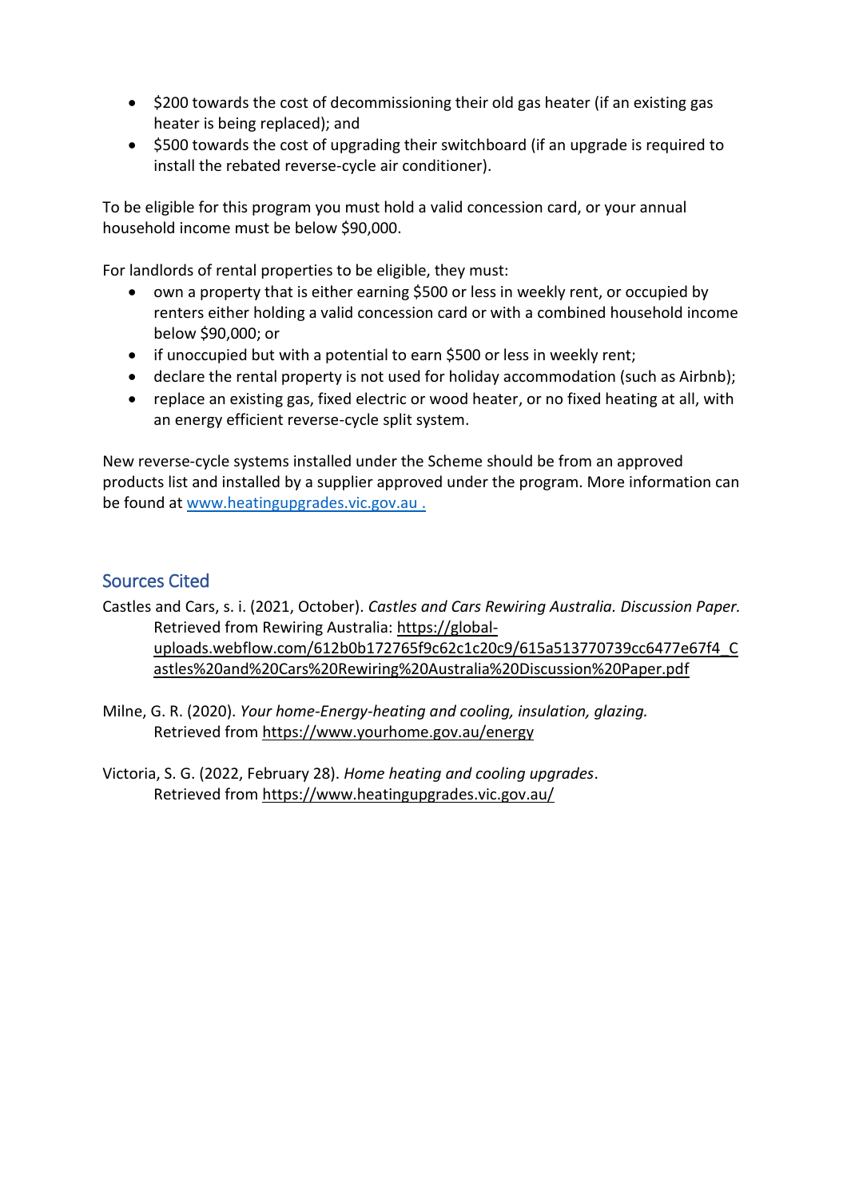- $200 towards the cost of decommissioning their old gas heater (if an existing gas heater is being replaced); and
- $500 towards the cost of upgrading their switchboard (if an upgrade is required to install the rebated reverse-cycle air conditioner).

To be eligible for this program you must hold a valid concession card, or your annual household income must be below $90,000.

For landlords of rental properties to be eligible, they must:

- own a property that is either earning $500 or less in weekly rent, or occupied by renters either holding a valid concession card or with a combined household income below $90,000; or
- if unoccupied but with a potential to earn $500 or less in weekly rent;
- declare the rental property is not used for holiday accommodation (such as Airbnb);
- replace an existing gas, fixed electric or wood heater, or no fixed heating at all, with an energy efficient reverse-cycle split system.

New reverse-cycle systems installed under the Scheme should be from an approved products list and installed by a supplier approved under the program. More information can be found at [www.heatingupgrades.vic.gov.au .](http://www.heatingupgrades.vic.gov.au)

## Sources Cited

Castles and Cars, s. i. (2021, October). *Castles and Cars Rewiring Australia. Discussion Paper.* Retrieved from Rewiring Australia: https://global-uploads.webflow.com/612b0b172765f9c62c1c20c9/615a513770739cc6477e67f4_Castles%20and%20Cars%20Rewiring%20Australia%20Discussion%20Paper.pdf

Milne, G. R. (2020). *Your home-Energy-heating and cooling, insulation, glazing.* Retrieved from https://www.yourhome.gov.au/energy

Victoria, S. G. (2022, February 28). *Home heating and cooling upgrades*. Retrieved from https://www.heatingupgrades.vic.gov.au/